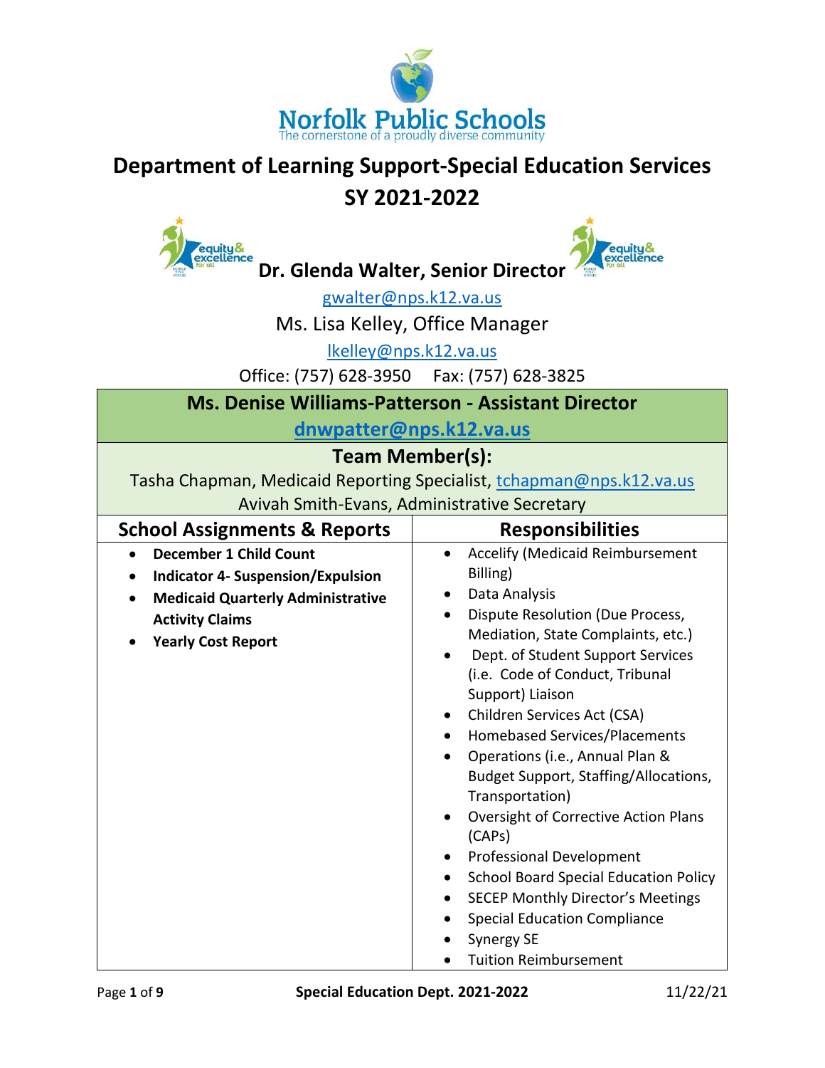# Norfolk Public Schools

The cornerstone of a proudly diverse community

## Department of Learning Support-Special Education Services SY 2021-2022

**Dr. Glenda Walter, Senior Director**

gwalter@nps.k12.va.us

Ms. Lisa Kelley, Office Manager

lkelley@nps.k12.va.us

Office: (757) 628-3950 Fax: (757) 628-3825

| **Ms. Denise Williams-Patterson - Assistant Director**<br>**dnwpatter@nps.k12.va.us** | |
|---|---|
| **Team Member(s):**<br>Tasha Chapman, Medicaid Reporting Specialist, tchapman@nps.k12.va.us<br>Avivah Smith-Evans, Administrative Secretary | |
| **School Assignments & Reports** | **Responsibilities** |
| • **December 1 Child Count**<br>• **Indicator 4- Suspension/Expulsion**<br>• **Medicaid Quarterly Administrative Activity Claims**<br>• **Yearly Cost Report** | • Accelify (Medicaid Reimbursement Billing)<br>• Data Analysis<br>• Dispute Resolution (Due Process, Mediation, State Complaints, etc.)<br>• Dept. of Student Support Services (i.e. Code of Conduct, Tribunal Support) Liaison<br>• Children Services Act (CSA)<br>• Homebased Services/Placements<br>• Operations (i.e., Annual Plan & Budget Support, Staffing/Allocations, Transportation)<br>• Oversight of Corrective Action Plans (CAPs)<br>• Professional Development<br>• School Board Special Education Policy<br>• SECEP Monthly Director's Meetings<br>• Special Education Compliance<br>• Synergy SE<br>• Tuition Reimbursement |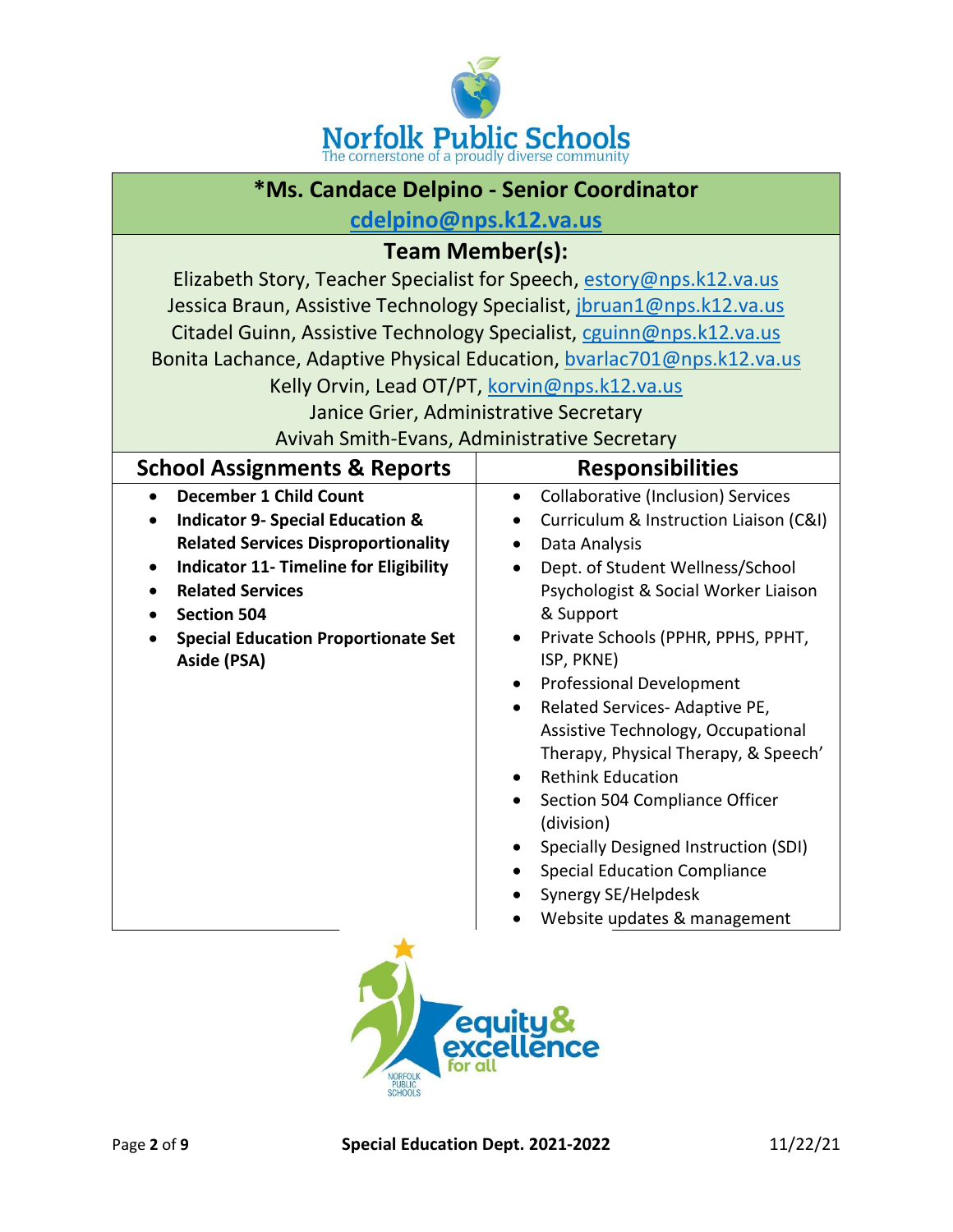## *Ms. Candace Delpino - Senior Coordinator

cdelpino@nps.k12.va.us

### Team Member(s):

Elizabeth Story, Teacher Specialist for Speech, estory@nps.k12.va.us
Jessica Braun, Assistive Technology Specialist, jbruan1@nps.k12.va.us
Citadel Guinn, Assistive Technology Specialist, cguinn@nps.k12.va.us
Bonita Lachance, Adaptive Physical Education, bvarlac701@nps.k12.va.us
Kelly Orvin, Lead OT/PT, korvin@nps.k12.va.us
Janice Grier, Administrative Secretary
Avivah Smith-Evans, Administrative Secretary

| School Assignments & Reports | Responsibilities |
| --- | --- |
| • **December 1 Child Count**<br>• **Indicator 9- Special Education & Related Services Disproportionality**<br>• **Indicator 11- Timeline for Eligibility**<br>• **Related Services**<br>• **Section 504**<br>• **Special Education Proportionate Set Aside (PSA)** | • Collaborative (Inclusion) Services<br>• Curriculum & Instruction Liaison (C&I)<br>• Data Analysis<br>• Dept. of Student Wellness/School Psychologist & Social Worker Liaison & Support<br>• Private Schools (PPHR, PPHS, PPHT, ISP, PKNE)<br>• Professional Development<br>• Related Services- Adaptive PE, Assistive Technology, Occupational Therapy, Physical Therapy, & Speech'<br>• Rethink Education<br>• Section 504 Compliance Officer (division)<br>• Specially Designed Instruction (SDI)<br>• Special Education Compliance<br>• Synergy SE/Helpdesk<br>• Website updates & management |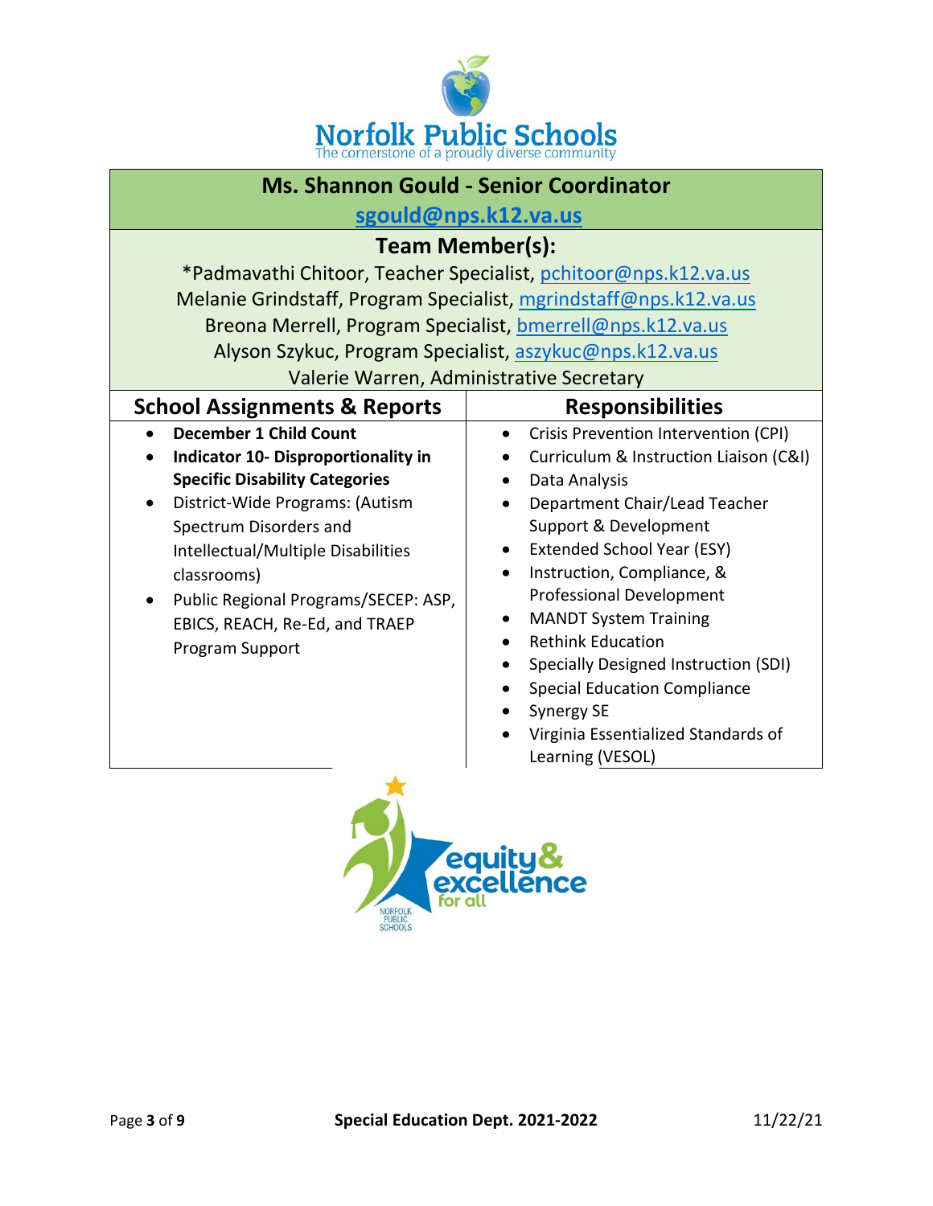Norfolk Public Schools
The cornerstone of a proudly diverse community

## Ms. Shannon Gould - Senior Coordinator

sgould@nps.k12.va.us

### Team Member(s):

*Padmavathi Chitoor, Teacher Specialist, pchitoor@nps.k12.va.us
Melanie Grindstaff, Program Specialist, mgrindstaff@nps.k12.va.us
Breona Merrell, Program Specialist, bmerrell@nps.k12.va.us
Alyson Szykuc, Program Specialist, aszykuc@nps.k12.va.us
Valerie Warren, Administrative Secretary

| School Assignments & Reports | Responsibilities |
|---|---|
| • **December 1 Child Count**<br>• **Indicator 10- Disproportionality in Specific Disability Categories**<br>• District-Wide Programs: (Autism Spectrum Disorders and Intellectual/Multiple Disabilities classrooms)<br>• Public Regional Programs/SECEP: ASP, EBICS, REACH, Re-Ed, and TRAEP Program Support | • Crisis Prevention Intervention (CPI)<br>• Curriculum & Instruction Liaison (C&I)<br>• Data Analysis<br>• Department Chair/Lead Teacher Support & Development<br>• Extended School Year (ESY)<br>• Instruction, Compliance, & Professional Development<br>• MANDT System Training<br>• Rethink Education<br>• Specially Designed Instruction (SDI)<br>• Special Education Compliance<br>• Synergy SE<br>• Virginia Essentialized Standards of Learning (VESOL) |

equity & excellence for all
NORFOLK PUBLIC SCHOOLS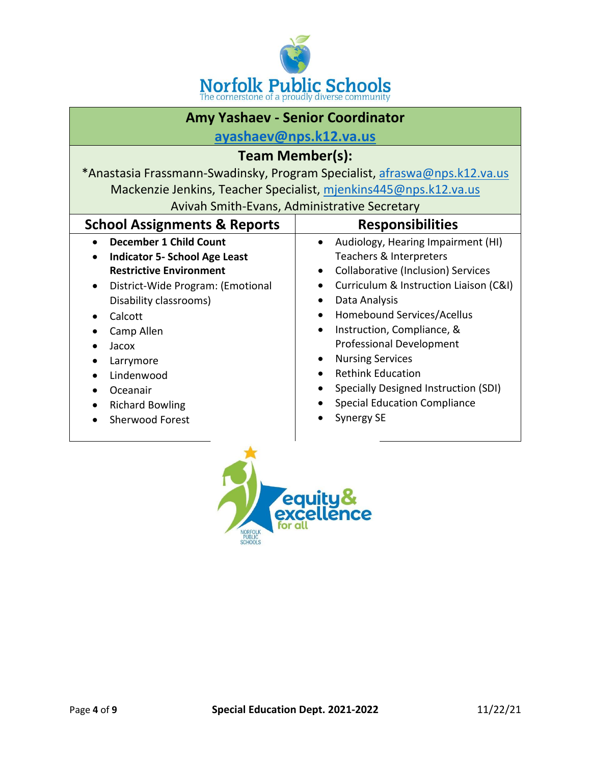Norfolk Public Schools
The cornerstone of a proudly diverse community

## Amy Yashaev - Senior Coordinator

ayashaev@nps.k12.va.us

### Team Member(s):

*Anastasia Frassmann-Swadinsky, Program Specialist, afraswa@nps.k12.va.us
Mackenzie Jenkins, Teacher Specialist, mjenkins445@nps.k12.va.us
Avivah Smith-Evans, Administrative Secretary

| School Assignments & Reports | Responsibilities |
| --- | --- |
| • **December 1 Child Count**<br>• **Indicator 5- School Age Least Restrictive Environment**<br>• District-Wide Program: (Emotional Disability classrooms)<br>• Calcott<br>• Camp Allen<br>• Jacox<br>• Larrymore<br>• Lindenwood<br>• Oceanair<br>• Richard Bowling<br>• Sherwood Forest | • Audiology, Hearing Impairment (HI) Teachers & Interpreters<br>• Collaborative (Inclusion) Services<br>• Curriculum & Instruction Liaison (C&I)<br>• Data Analysis<br>• Homebound Services/Acellus<br>• Instruction, Compliance, & Professional Development<br>• Nursing Services<br>• Rethink Education<br>• Specially Designed Instruction (SDI)<br>• Special Education Compliance<br>• Synergy SE |

equity & excellence for all
NORFOLK PUBLIC SCHOOLS

**Special Education Dept. 2021-2022** 11/22/21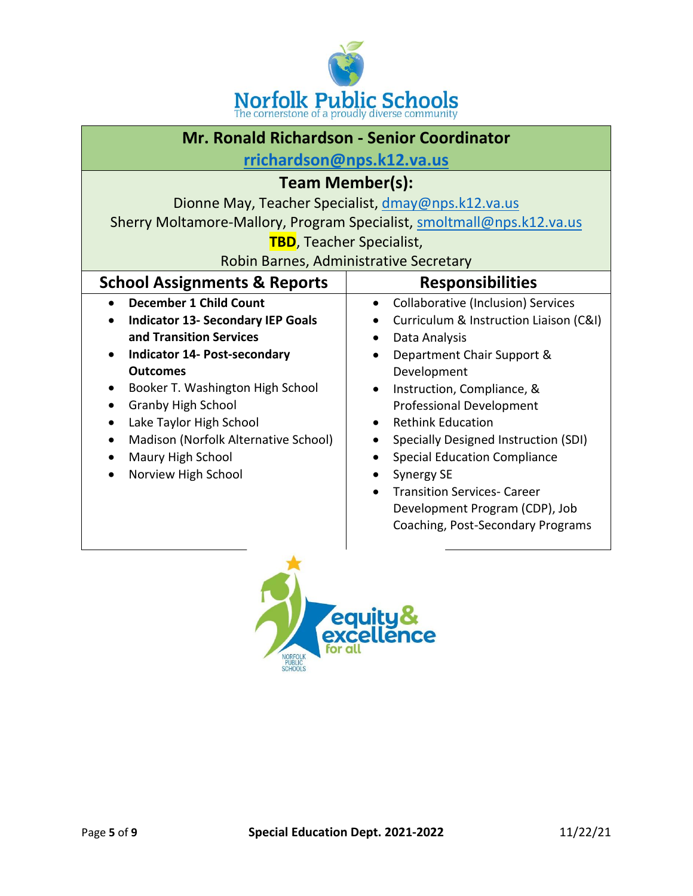Norfolk Public Schools
The cornerstone of a proudly diverse community

## Mr. Ronald Richardson - Senior Coordinator

rrichardson@nps.k12.va.us

### Team Member(s):

Dionne May, Teacher Specialist, dmay@nps.k12.va.us
Sherry Moltamore-Mallory, Program Specialist, smoltmall@nps.k12.va.us
**TBD**, Teacher Specialist,
Robin Barnes, Administrative Secretary

| School Assignments & Reports | Responsibilities |
|---|---|
| • **December 1 Child Count**<br>• **Indicator 13- Secondary IEP Goals and Transition Services**<br>• **Indicator 14- Post-secondary Outcomes**<br>• Booker T. Washington High School<br>• Granby High School<br>• Lake Taylor High School<br>• Madison (Norfolk Alternative School)<br>• Maury High School<br>• Norview High School | • Collaborative (Inclusion) Services<br>• Curriculum & Instruction Liaison (C&I)<br>• Data Analysis<br>• Department Chair Support & Development<br>• Instruction, Compliance, & Professional Development<br>• Rethink Education<br>• Specially Designed Instruction (SDI)<br>• Special Education Compliance<br>• Synergy SE<br>• Transition Services- Career Development Program (CDP), Job Coaching, Post-Secondary Programs |

equity & excellence for all
NORFOLK PUBLIC SCHOOLS

Special Education Dept. 2021-2022 11/22/21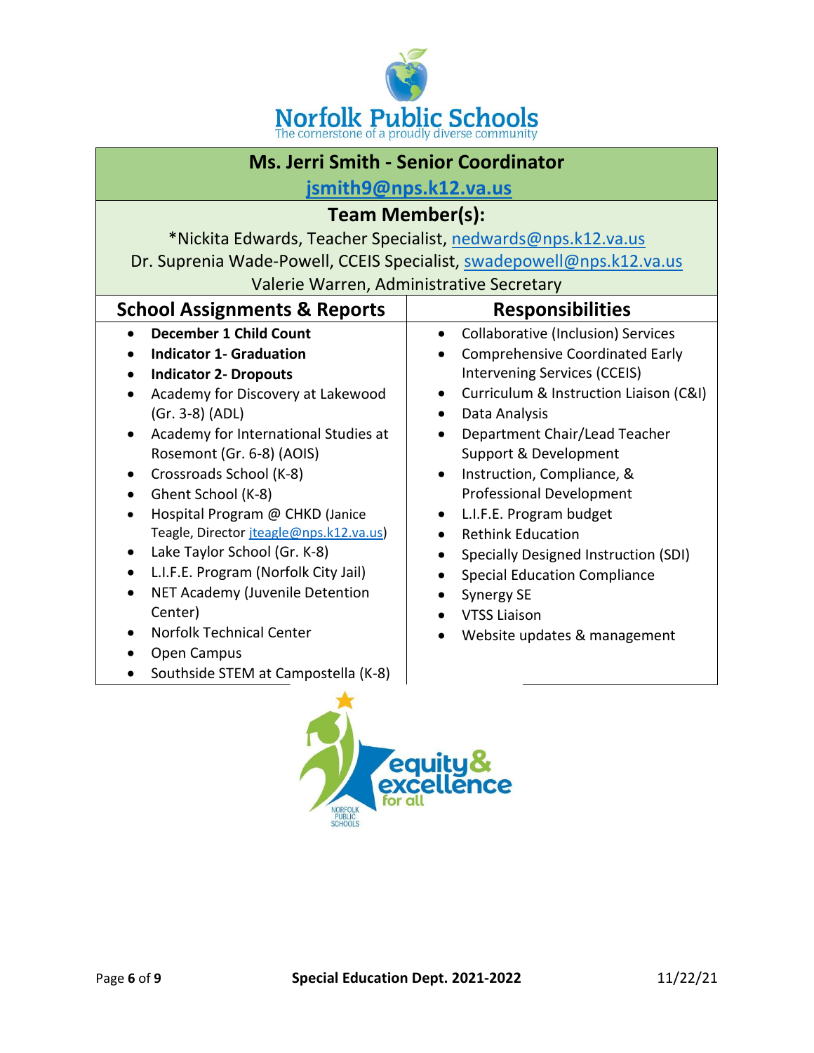# Norfolk Public Schools

The cornerstone of a proudly diverse community

## Ms. Jerri Smith - Senior Coordinator

jsmith9@nps.k12.va.us

### Team Member(s):

*Nickita Edwards, Teacher Specialist, nedwards@nps.k12.va.us

Dr. Suprenia Wade-Powell, CCEIS Specialist, swadepowell@nps.k12.va.us

Valerie Warren, Administrative Secretary

| School Assignments & Reports | Responsibilities |
|---|---|
| • **December 1 Child Count**<br>• **Indicator 1- Graduation**<br>• **Indicator 2- Dropouts**<br>• Academy for Discovery at Lakewood (Gr. 3-8) (ADL)<br>• Academy for International Studies at Rosemont (Gr. 6-8) (AOIS)<br>• Crossroads School (K-8)<br>• Ghent School (K-8)<br>• Hospital Program @ CHKD (Janice Teagle, Director jteagle@nps.k12.va.us)<br>• Lake Taylor School (Gr. K-8)<br>• L.I.F.E. Program (Norfolk City Jail)<br>• NET Academy (Juvenile Detention Center)<br>• Norfolk Technical Center<br>• Open Campus<br>• Southside STEM at Campostella (K-8) | • Collaborative (Inclusion) Services<br>• Comprehensive Coordinated Early Intervening Services (CCEIS)<br>• Curriculum & Instruction Liaison (C&I)<br>• Data Analysis<br>• Department Chair/Lead Teacher Support & Development<br>• Instruction, Compliance, & Professional Development<br>• L.I.F.E. Program budget<br>• Rethink Education<br>• Specially Designed Instruction (SDI)<br>• Special Education Compliance<br>• Synergy SE<br>• VTSS Liaison<br>• Website updates & management |

equity & excellence for all

NORFOLK PUBLIC SCHOOLS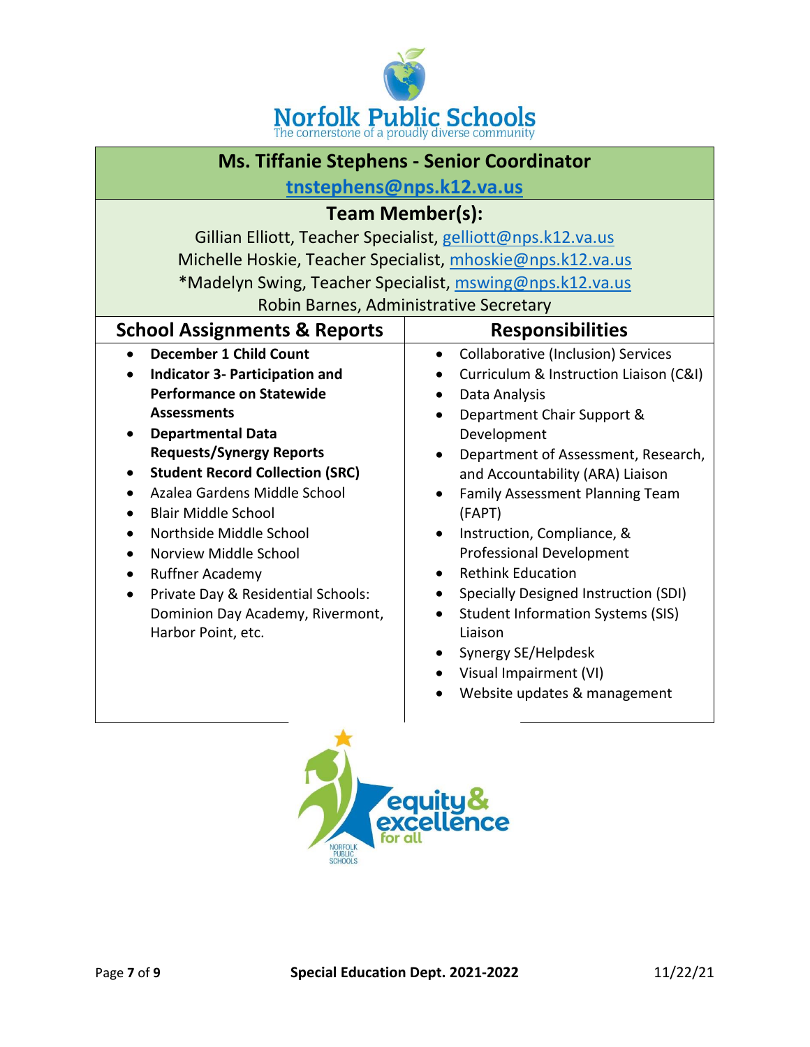Norfolk Public Schools
The cornerstone of a proudly diverse community

## Ms. Tiffanie Stephens - Senior Coordinator

tnstephens@nps.k12.va.us

### Team Member(s):

Gillian Elliott, Teacher Specialist, gelliott@nps.k12.va.us
Michelle Hoskie, Teacher Specialist, mhoskie@nps.k12.va.us
*Madelyn Swing, Teacher Specialist, mswing@nps.k12.va.us
Robin Barnes, Administrative Secretary

| School Assignments & Reports | Responsibilities |
|---|---|
| • **December 1 Child Count**<br>• **Indicator 3- Participation and Performance on Statewide Assessments**<br>• **Departmental Data Requests/Synergy Reports**<br>• **Student Record Collection (SRC)**<br>• Azalea Gardens Middle School<br>• Blair Middle School<br>• Northside Middle School<br>• Norview Middle School<br>• Ruffner Academy<br>• Private Day & Residential Schools: Dominion Day Academy, Rivermont, Harbor Point, etc. | • Collaborative (Inclusion) Services<br>• Curriculum & Instruction Liaison (C&I)<br>• Data Analysis<br>• Department Chair Support & Development<br>• Department of Assessment, Research, and Accountability (ARA) Liaison<br>• Family Assessment Planning Team (FAPT)<br>• Instruction, Compliance, & Professional Development<br>• Rethink Education<br>• Specially Designed Instruction (SDI)<br>• Student Information Systems (SIS) Liaison<br>• Synergy SE/Helpdesk<br>• Visual Impairment (VI)<br>• Website updates & management |

equity & excellence for all
NORFOLK PUBLIC SCHOOLS

**Special Education Dept. 2021-2022** 11/22/21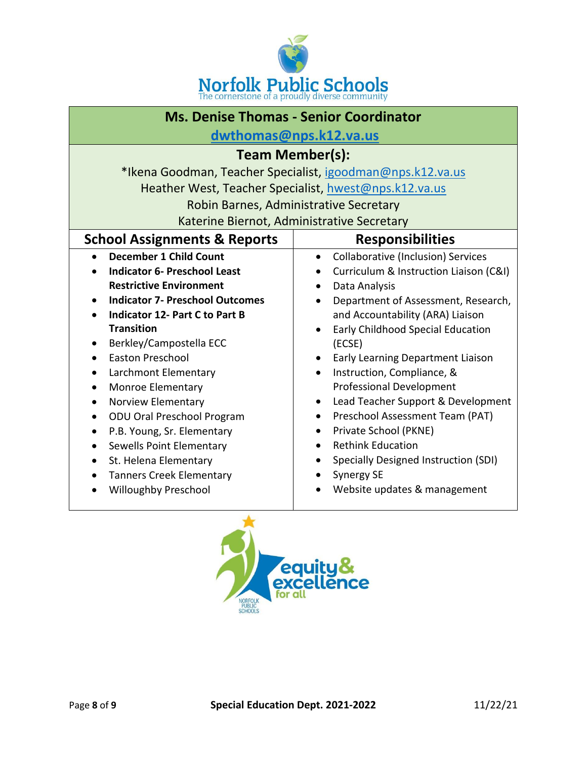Norfolk Public Schools
The cornerstone of a proudly diverse community

## Ms. Denise Thomas - Senior Coordinator

dwthomas@nps.k12.va.us

### Team Member(s):

*Ikena Goodman, Teacher Specialist, igoodman@nps.k12.va.us
Heather West, Teacher Specialist, hwest@nps.k12.va.us
Robin Barnes, Administrative Secretary
Katerine Biernot, Administrative Secretary

| School Assignments & Reports | Responsibilities |
|---|---|
| • **December 1 Child Count**<br>• **Indicator 6- Preschool Least Restrictive Environment**<br>• **Indicator 7- Preschool Outcomes**<br>• **Indicator 12- Part C to Part B Transition**<br>• Berkley/Campostella ECC<br>• Easton Preschool<br>• Larchmont Elementary<br>• Monroe Elementary<br>• Norview Elementary<br>• ODU Oral Preschool Program<br>• P.B. Young, Sr. Elementary<br>• Sewells Point Elementary<br>• St. Helena Elementary<br>• Tanners Creek Elementary<br>• Willoughby Preschool | • Collaborative (Inclusion) Services<br>• Curriculum & Instruction Liaison (C&I)<br>• Data Analysis<br>• Department of Assessment, Research, and Accountability (ARA) Liaison<br>• Early Childhood Special Education (ECSE)<br>• Early Learning Department Liaison<br>• Instruction, Compliance, & Professional Development<br>• Lead Teacher Support & Development<br>• Preschool Assessment Team (PAT)<br>• Private School (PKNE)<br>• Rethink Education<br>• Specially Designed Instruction (SDI)<br>• Synergy SE<br>• Website updates & management |

equity & excellence for all
NORFOLK PUBLIC SCHOOLS

Special Education Dept. 2021-2022 11/22/21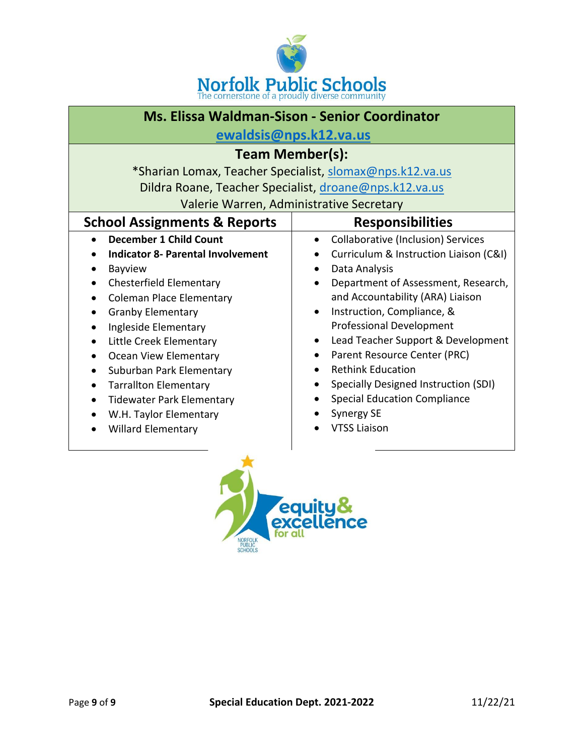Norfolk Public Schools

The cornerstone of a proudly diverse community

## Ms. Elissa Waldman-Sison - Senior Coordinator

ewaldsis@nps.k12.va.us

### Team Member(s):

*Sharian Lomax, Teacher Specialist, slomax@nps.k12.va.us

Dildra Roane, Teacher Specialist, droane@nps.k12.va.us

Valerie Warren, Administrative Secretary

| School Assignments & Reports | Responsibilities |
|---|---|
| • **December 1 Child Count**<br>• **Indicator 8- Parental Involvement**<br>• Bayview<br>• Chesterfield Elementary<br>• Coleman Place Elementary<br>• Granby Elementary<br>• Ingleside Elementary<br>• Little Creek Elementary<br>• Ocean View Elementary<br>• Suburban Park Elementary<br>• Tarrallton Elementary<br>• Tidewater Park Elementary<br>• W.H. Taylor Elementary<br>• Willard Elementary | • Collaborative (Inclusion) Services<br>• Curriculum & Instruction Liaison (C&I)<br>• Data Analysis<br>• Department of Assessment, Research, and Accountability (ARA) Liaison<br>• Instruction, Compliance, & Professional Development<br>• Lead Teacher Support & Development<br>• Parent Resource Center (PRC)<br>• Rethink Education<br>• Specially Designed Instruction (SDI)<br>• Special Education Compliance<br>• Synergy SE<br>• VTSS Liaison |

equity & excellence for all

NORFOLK PUBLIC SCHOOLS